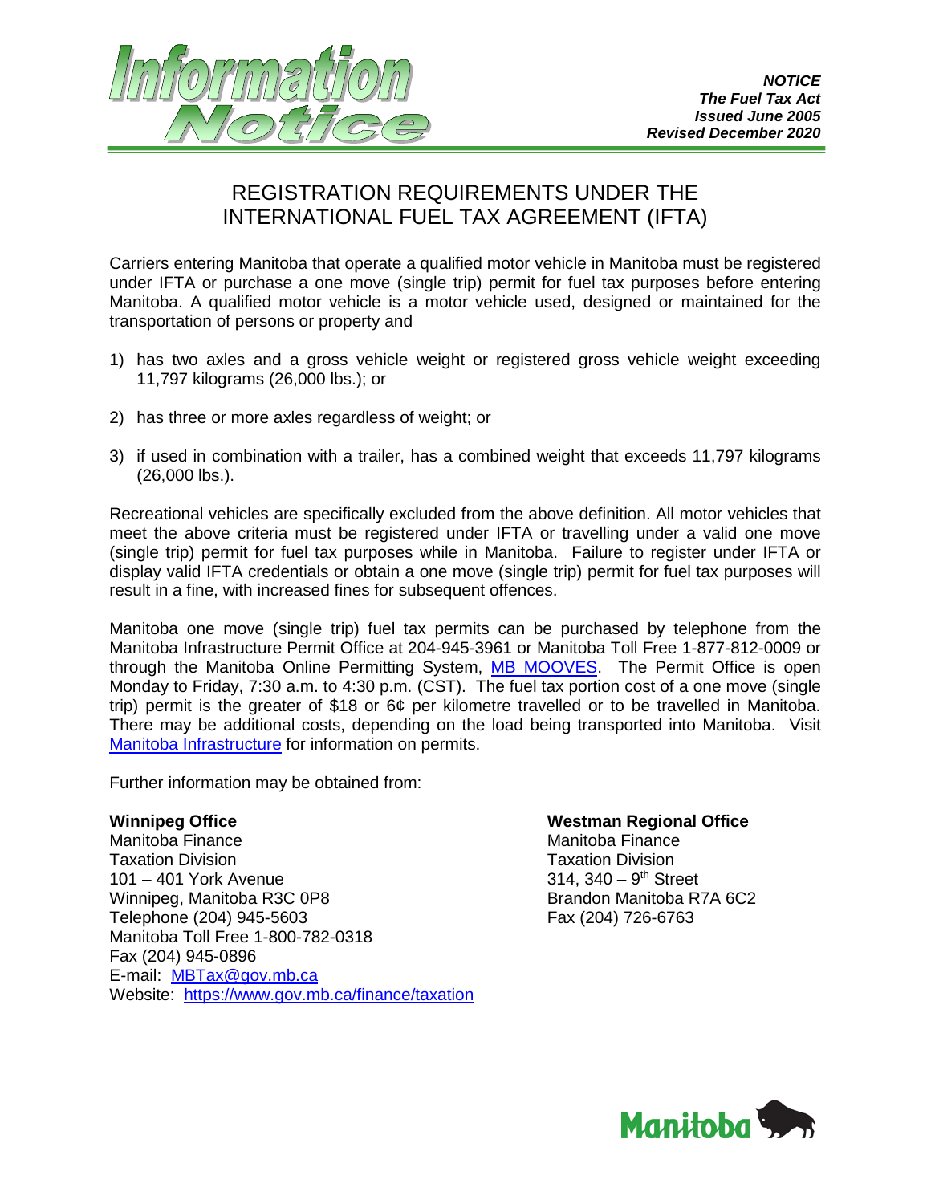**Information Notice**

***NOTICE***
***The Fuel Tax Act***
***Issued June 2005***
***Revised December 2020***

# REGISTRATION REQUIREMENTS UNDER THE INTERNATIONAL FUEL TAX AGREEMENT (IFTA)

Carriers entering Manitoba that operate a qualified motor vehicle in Manitoba must be registered under IFTA or purchase a one move (single trip) permit for fuel tax purposes before entering Manitoba. A qualified motor vehicle is a motor vehicle used, designed or maintained for the transportation of persons or property and

1) has two axles and a gross vehicle weight or registered gross vehicle weight exceeding 11,797 kilograms (26,000 lbs.); or

2) has three or more axles regardless of weight; or

3) if used in combination with a trailer, has a combined weight that exceeds 11,797 kilograms (26,000 lbs.).

Recreational vehicles are specifically excluded from the above definition. All motor vehicles that meet the above criteria must be registered under IFTA or travelling under a valid one move (single trip) permit for fuel tax purposes while in Manitoba. Failure to register under IFTA or display valid IFTA credentials or obtain a one move (single trip) permit for fuel tax purposes will result in a fine, with increased fines for subsequent offences.

Manitoba one move (single trip) fuel tax permits can be purchased by telephone from the Manitoba Infrastructure Permit Office at 204-945-3961 or Manitoba Toll Free 1-877-812-0009 or through the Manitoba Online Permitting System, MB MOOVES. The Permit Office is open Monday to Friday, 7:30 a.m. to 4:30 p.m. (CST). The fuel tax portion cost of a one move (single trip) permit is the greater of $18 or 6¢ per kilometre travelled or to be travelled in Manitoba. There may be additional costs, depending on the load being transported into Manitoba. Visit Manitoba Infrastructure for information on permits.

Further information may be obtained from:

**Winnipeg Office**
Manitoba Finance
Taxation Division
101 – 401 York Avenue
Winnipeg, Manitoba R3C 0P8
Telephone (204) 945-5603
Manitoba Toll Free 1-800-782-0318
Fax (204) 945-0896
E-mail: MBTax@gov.mb.ca
Website: https://www.gov.mb.ca/finance/taxation

**Westman Regional Office**
Manitoba Finance
Taxation Division
314, 340 – 9th Street
Brandon Manitoba R7A 6C2
Fax (204) 726-6763

Manitoba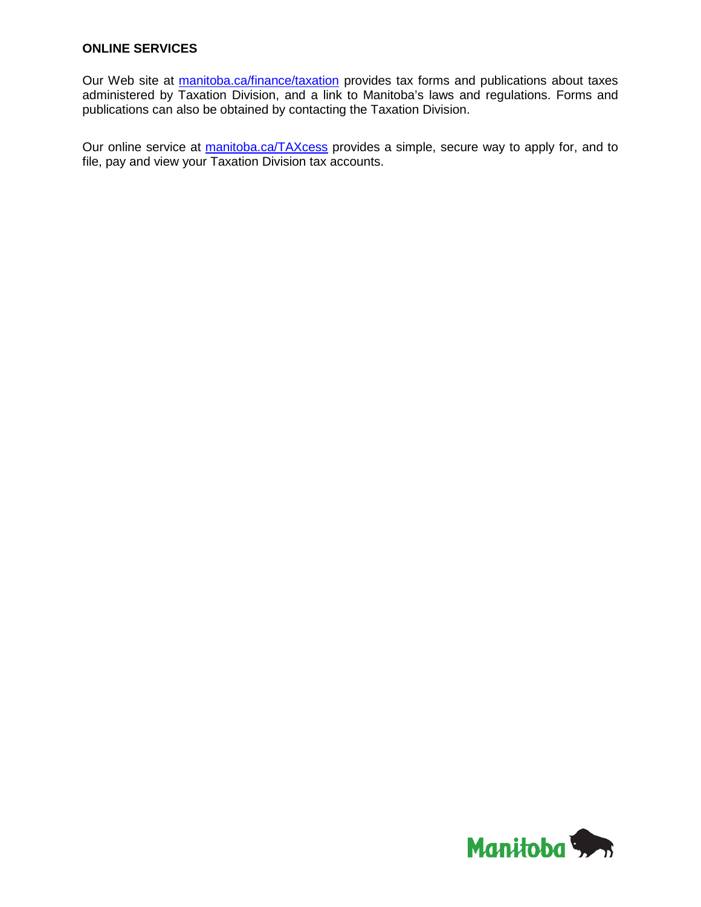**ONLINE SERVICES**

Our Web site at [manitoba.ca/finance/taxation](manitoba.ca/finance/taxation) provides tax forms and publications about taxes administered by Taxation Division, and a link to Manitoba's laws and regulations. Forms and publications can also be obtained by contacting the Taxation Division.

Our online service at [manitoba.ca/TAXcess](manitoba.ca/TAXcess) provides a simple, secure way to apply for, and to file, pay and view your Taxation Division tax accounts.